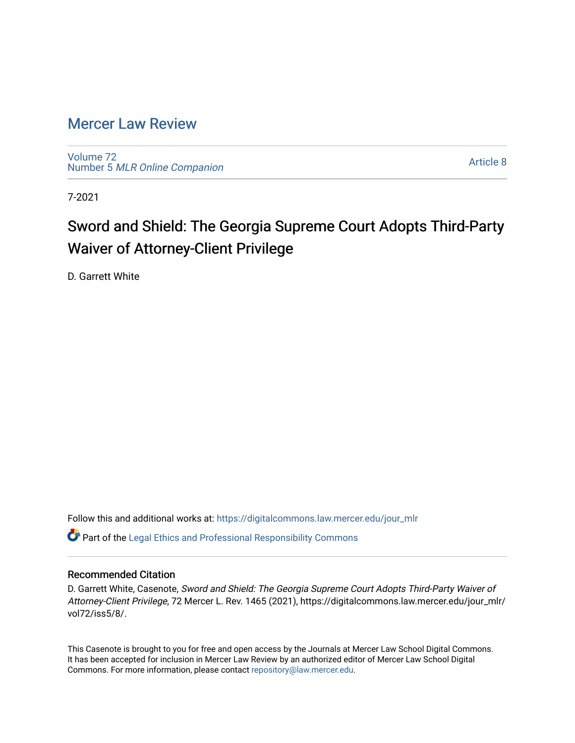# Mercer Law Review

Volume 72
Number 5 *MLR Online Companion*

Article 8

7-2021

## Sword and Shield: The Georgia Supreme Court Adopts Third-Party Waiver of Attorney-Client Privilege

D. Garrett White

Follow this and additional works at: https://digitalcommons.law.mercer.edu/jour_mlr

Part of the Legal Ethics and Professional Responsibility Commons

### Recommended Citation

D. Garrett White, Casenote, *Sword and Shield: The Georgia Supreme Court Adopts Third-Party Waiver of Attorney-Client Privilege*, 72 Mercer L. Rev. 1465 (2021), https://digitalcommons.law.mercer.edu/jour_mlr/vol72/iss5/8/.

This Casenote is brought to you for free and open access by the Journals at Mercer Law School Digital Commons. It has been accepted for inclusion in Mercer Law Review by an authorized editor of Mercer Law School Digital Commons. For more information, please contact repository@law.mercer.edu.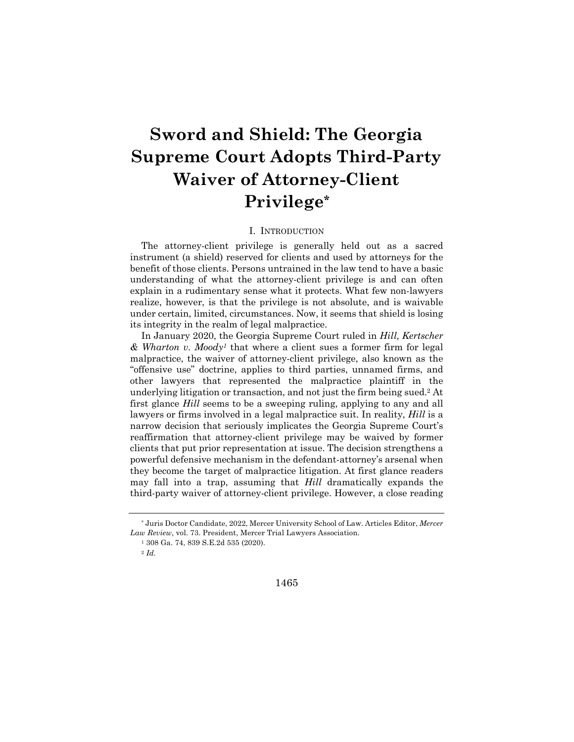# Sword and Shield: The Georgia Supreme Court Adopts Third-Party Waiver of Attorney-Client Privilege*

## I. Introduction

The attorney-client privilege is generally held out as a sacred instrument (a shield) reserved for clients and used by attorneys for the benefit of those clients. Persons untrained in the law tend to have a basic understanding of what the attorney-client privilege is and can often explain in a rudimentary sense what it protects. What few non-lawyers realize, however, is that the privilege is not absolute, and is waivable under certain, limited, circumstances. Now, it seems that shield is losing its integrity in the realm of legal malpractice.

In January 2020, the Georgia Supreme Court ruled in *Hill, Kertscher & Wharton v. Moody*[1] that where a client sues a former firm for legal malpractice, the waiver of attorney-client privilege, also known as the "offensive use" doctrine, applies to third parties, unnamed firms, and other lawyers that represented the malpractice plaintiff in the underlying litigation or transaction, and not just the firm being sued.[2] At first glance *Hill* seems to be a sweeping ruling, applying to any and all lawyers or firms involved in a legal malpractice suit. In reality, *Hill* is a narrow decision that seriously implicates the Georgia Supreme Court's reaffirmation that attorney-client privilege may be waived by former clients that put prior representation at issue. The decision strengthens a powerful defensive mechanism in the defendant-attorney's arsenal when they become the target of malpractice litigation. At first glance readers may fall into a trap, assuming that *Hill* dramatically expands the third-party waiver of attorney-client privilege. However, a close reading

---

\* Juris Doctor Candidate, 2022, Mercer University School of Law. Articles Editor, *Mercer Law Review*, vol. 73. President, Mercer Trial Lawyers Association.

[1] 308 Ga. 74, 839 S.E.2d 535 (2020).

[2] *Id.*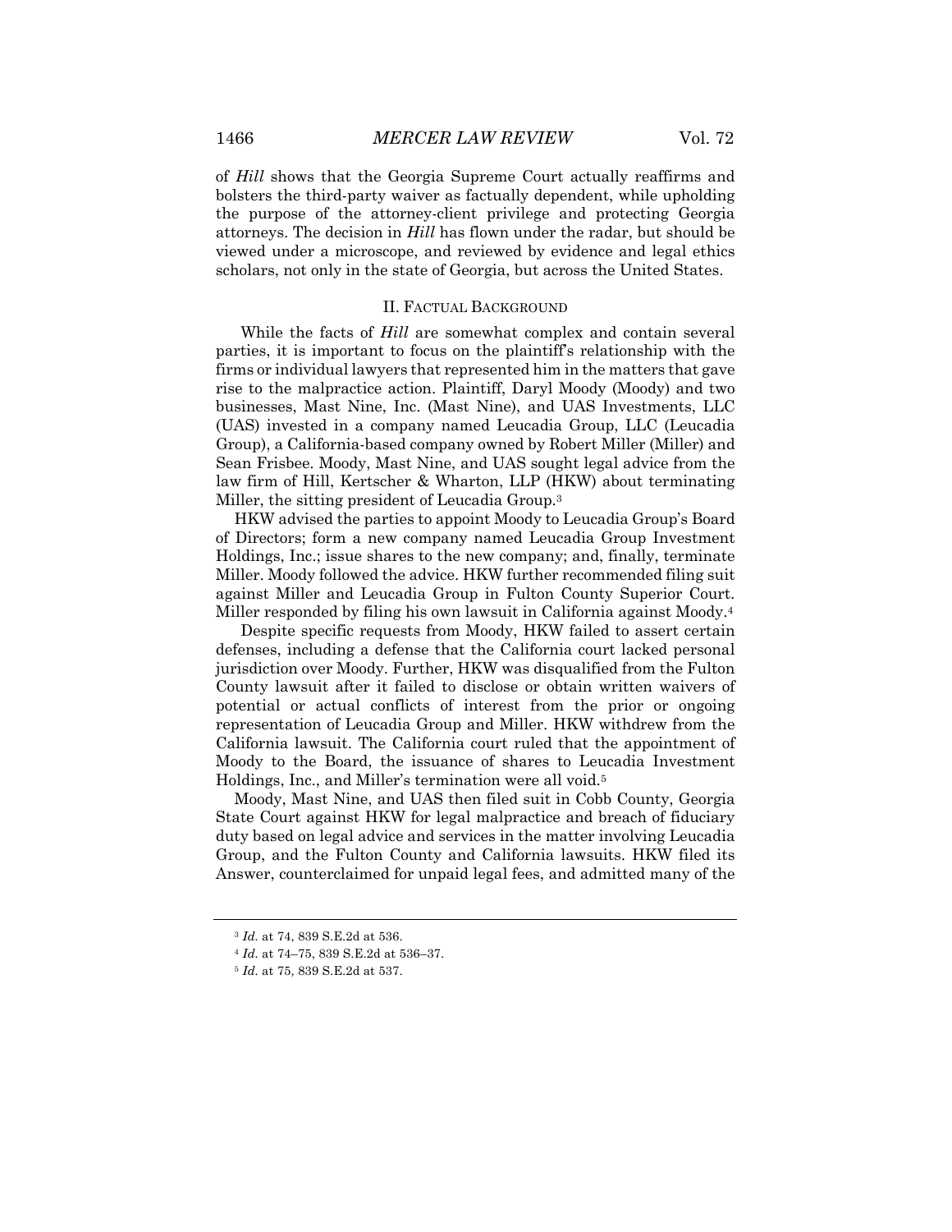of *Hill* shows that the Georgia Supreme Court actually reaffirms and bolsters the third-party waiver as factually dependent, while upholding the purpose of the attorney-client privilege and protecting Georgia attorneys. The decision in *Hill* has flown under the radar, but should be viewed under a microscope, and reviewed by evidence and legal ethics scholars, not only in the state of Georgia, but across the United States.

## II. FACTUAL BACKGROUND

While the facts of *Hill* are somewhat complex and contain several parties, it is important to focus on the plaintiff's relationship with the firms or individual lawyers that represented him in the matters that gave rise to the malpractice action. Plaintiff, Daryl Moody (Moody) and two businesses, Mast Nine, Inc. (Mast Nine), and UAS Investments, LLC (UAS) invested in a company named Leucadia Group, LLC (Leucadia Group), a California-based company owned by Robert Miller (Miller) and Sean Frisbee. Moody, Mast Nine, and UAS sought legal advice from the law firm of Hill, Kertscher & Wharton, LLP (HKW) about terminating Miller, the sitting president of Leucadia Group.[3]

HKW advised the parties to appoint Moody to Leucadia Group's Board of Directors; form a new company named Leucadia Group Investment Holdings, Inc.; issue shares to the new company; and, finally, terminate Miller. Moody followed the advice. HKW further recommended filing suit against Miller and Leucadia Group in Fulton County Superior Court. Miller responded by filing his own lawsuit in California against Moody.[4]

Despite specific requests from Moody, HKW failed to assert certain defenses, including a defense that the California court lacked personal jurisdiction over Moody. Further, HKW was disqualified from the Fulton County lawsuit after it failed to disclose or obtain written waivers of potential or actual conflicts of interest from the prior or ongoing representation of Leucadia Group and Miller. HKW withdrew from the California lawsuit. The California court ruled that the appointment of Moody to the Board, the issuance of shares to Leucadia Investment Holdings, Inc., and Miller's termination were all void.[5]

Moody, Mast Nine, and UAS then filed suit in Cobb County, Georgia State Court against HKW for legal malpractice and breach of fiduciary duty based on legal advice and services in the matter involving Leucadia Group, and the Fulton County and California lawsuits. HKW filed its Answer, counterclaimed for unpaid legal fees, and admitted many of the

---

[3] *Id.* at 74, 839 S.E.2d at 536.

[4] *Id.* at 74–75, 839 S.E.2d at 536–37.

[5] *Id.* at 75, 839 S.E.2d at 537.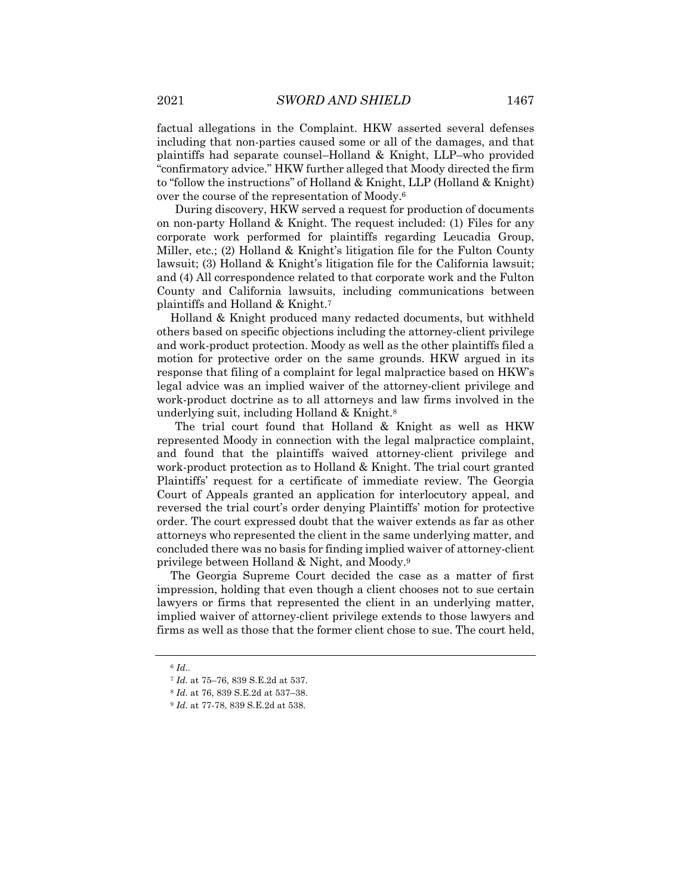factual allegations in the Complaint. HKW asserted several defenses including that non-parties caused some or all of the damages, and that plaintiffs had separate counsel–Holland & Knight, LLP–who provided "confirmatory advice." HKW further alleged that Moody directed the firm to "follow the instructions" of Holland & Knight, LLP (Holland & Knight) over the course of the representation of Moody.[6]

During discovery, HKW served a request for production of documents on non-party Holland & Knight. The request included: (1) Files for any corporate work performed for plaintiffs regarding Leucadia Group, Miller, etc.; (2) Holland & Knight's litigation file for the Fulton County lawsuit; (3) Holland & Knight's litigation file for the California lawsuit; and (4) All correspondence related to that corporate work and the Fulton County and California lawsuits, including communications between plaintiffs and Holland & Knight.[7]

Holland & Knight produced many redacted documents, but withheld others based on specific objections including the attorney-client privilege and work-product protection. Moody as well as the other plaintiffs filed a motion for protective order on the same grounds. HKW argued in its response that filing of a complaint for legal malpractice based on HKW's legal advice was an implied waiver of the attorney-client privilege and work-product doctrine as to all attorneys and law firms involved in the underlying suit, including Holland & Knight.[8]

The trial court found that Holland & Knight as well as HKW represented Moody in connection with the legal malpractice complaint, and found that the plaintiffs waived attorney-client privilege and work-product protection as to Holland & Knight. The trial court granted Plaintiffs' request for a certificate of immediate review. The Georgia Court of Appeals granted an application for interlocutory appeal, and reversed the trial court's order denying Plaintiffs' motion for protective order. The court expressed doubt that the waiver extends as far as other attorneys who represented the client in the same underlying matter, and concluded there was no basis for finding implied waiver of attorney-client privilege between Holland & Night, and Moody.[9]

The Georgia Supreme Court decided the case as a matter of first impression, holding that even though a client chooses not to sue certain lawyers or firms that represented the client in an underlying matter, implied waiver of attorney-client privilege extends to those lawyers and firms as well as those that the former client chose to sue. The court held,

---

[6] *Id.*.

[7] *Id.* at 75–76, 839 S.E.2d at 537.

[8] *Id.* at 76, 839 S.E.2d at 537–38.

[9] *Id.* at 77-78, 839 S.E.2d at 538.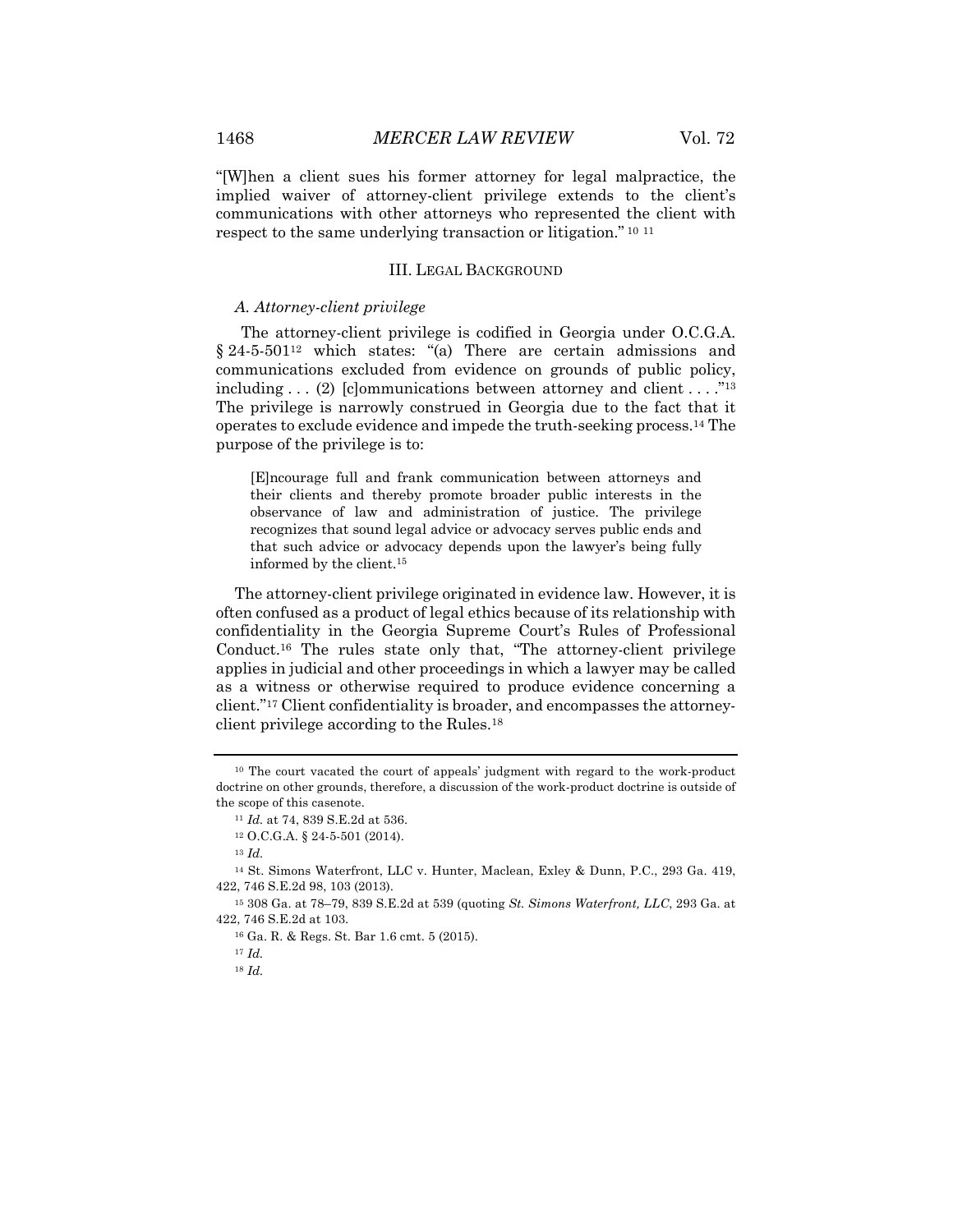"[W]hen a client sues his former attorney for legal malpractice, the implied waiver of attorney-client privilege extends to the client's communications with other attorneys who represented the client with respect to the same underlying transaction or litigation." [10] [11]

## III. Legal Background

### *A. Attorney-client privilege*

The attorney-client privilege is codified in Georgia under O.C.G.A. § 24-5-501[12] which states: "(a) There are certain admissions and communications excluded from evidence on grounds of public policy, including . . . (2) [c]ommunications between attorney and client . . . ."[13] The privilege is narrowly construed in Georgia due to the fact that it operates to exclude evidence and impede the truth-seeking process.[14] The purpose of the privilege is to:

> [E]ncourage full and frank communication between attorneys and their clients and thereby promote broader public interests in the observance of law and administration of justice. The privilege recognizes that sound legal advice or advocacy serves public ends and that such advice or advocacy depends upon the lawyer's being fully informed by the client.[15]

The attorney-client privilege originated in evidence law. However, it is often confused as a product of legal ethics because of its relationship with confidentiality in the Georgia Supreme Court's Rules of Professional Conduct.[16] The rules state only that, "The attorney-client privilege applies in judicial and other proceedings in which a lawyer may be called as a witness or otherwise required to produce evidence concerning a client."[17] Client confidentiality is broader, and encompasses the attorney-client privilege according to the Rules.[18]

---

[10] The court vacated the court of appeals' judgment with regard to the work-product doctrine on other grounds, therefore, a discussion of the work-product doctrine is outside of the scope of this casenote.

[11] *Id.* at 74, 839 S.E.2d at 536.

[12] O.C.G.A. § 24-5-501 (2014).

[13] *Id.*

[14] St. Simons Waterfront, LLC v. Hunter, Maclean, Exley & Dunn, P.C., 293 Ga. 419, 422, 746 S.E.2d 98, 103 (2013).

[15] 308 Ga. at 78–79, 839 S.E.2d at 539 (quoting *St. Simons Waterfront, LLC*, 293 Ga. at 422, 746 S.E.2d at 103.

[16] Ga. R. & Regs. St. Bar 1.6 cmt. 5 (2015).

[17] *Id.*

[18] *Id.*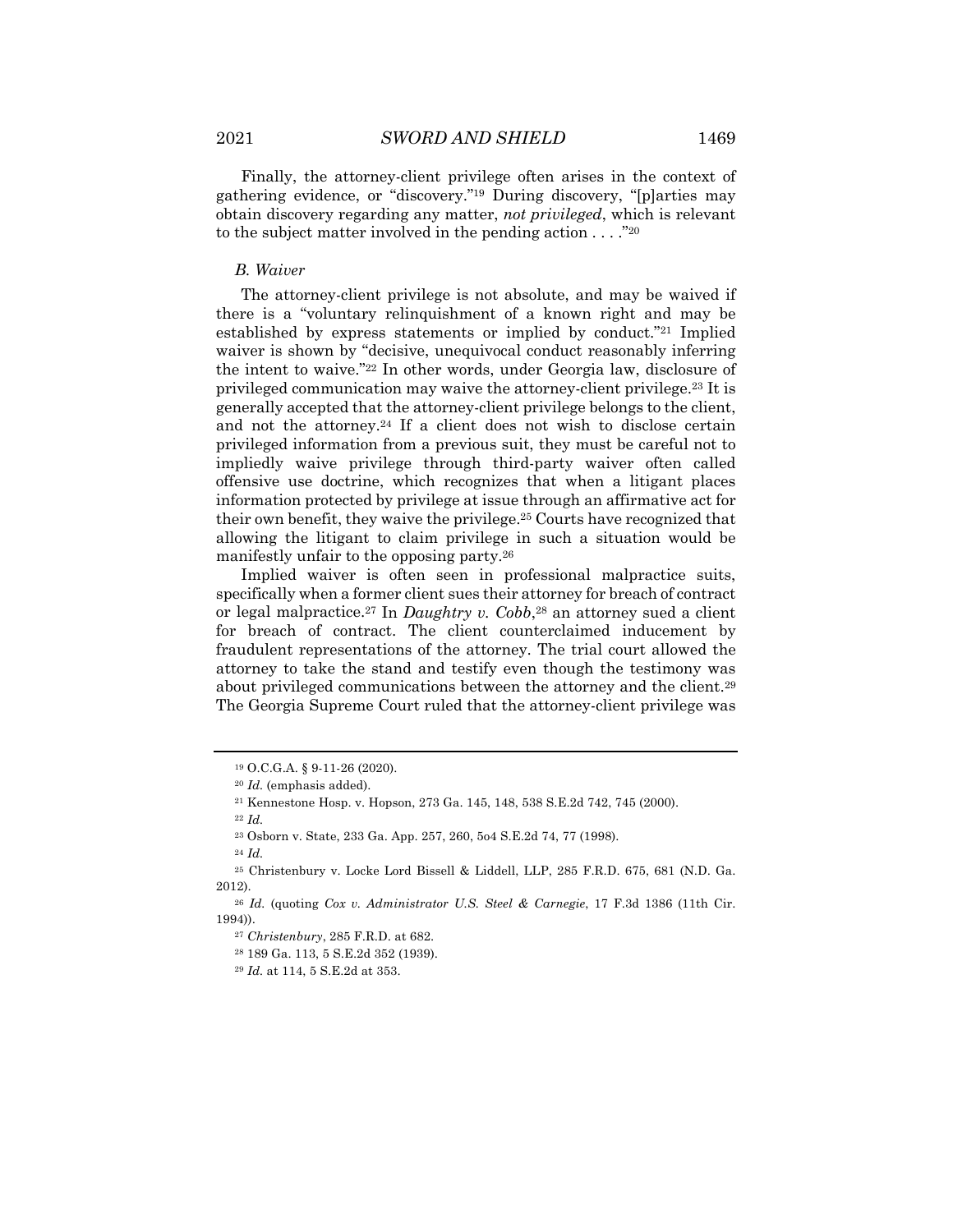Finally, the attorney-client privilege often arises in the context of gathering evidence, or "discovery."[19] During discovery, "[p]arties may obtain discovery regarding any matter, *not privileged*, which is relevant to the subject matter involved in the pending action . . . ."[20]

### *B. Waiver*

The attorney-client privilege is not absolute, and may be waived if there is a "voluntary relinquishment of a known right and may be established by express statements or implied by conduct."[21] Implied waiver is shown by "decisive, unequivocal conduct reasonably inferring the intent to waive."[22] In other words, under Georgia law, disclosure of privileged communication may waive the attorney-client privilege.[23] It is generally accepted that the attorney-client privilege belongs to the client, and not the attorney.[24] If a client does not wish to disclose certain privileged information from a previous suit, they must be careful not to impliedly waive privilege through third-party waiver often called offensive use doctrine, which recognizes that when a litigant places information protected by privilege at issue through an affirmative act for their own benefit, they waive the privilege.[25] Courts have recognized that allowing the litigant to claim privilege in such a situation would be manifestly unfair to the opposing party.[26]

Implied waiver is often seen in professional malpractice suits, specifically when a former client sues their attorney for breach of contract or legal malpractice.[27] In *Daughtry v. Cobb*,[28] an attorney sued a client for breach of contract. The client counterclaimed inducement by fraudulent representations of the attorney. The trial court allowed the attorney to take the stand and testify even though the testimony was about privileged communications between the attorney and the client.[29] The Georgia Supreme Court ruled that the attorney-client privilege was

---

[19] O.C.G.A. § 9-11-26 (2020).

[20] *Id.* (emphasis added).

[21] Kennestone Hosp. v. Hopson, 273 Ga. 145, 148, 538 S.E.2d 742, 745 (2000).

[22] *Id.*

[23] Osborn v. State, 233 Ga. App. 257, 260, 5o4 S.E.2d 74, 77 (1998).

[24] *Id.*

[25] Christenbury v. Locke Lord Bissell & Liddell, LLP, 285 F.R.D. 675, 681 (N.D. Ga. 2012).

[26] *Id.* (quoting *Cox v. Administrator U.S. Steel & Carnegie*, 17 F.3d 1386 (11th Cir. 1994)).

[27] *Christenbury*, 285 F.R.D. at 682.

[28] 189 Ga. 113, 5 S.E.2d 352 (1939).

[29] *Id.* at 114, 5 S.E.2d at 353.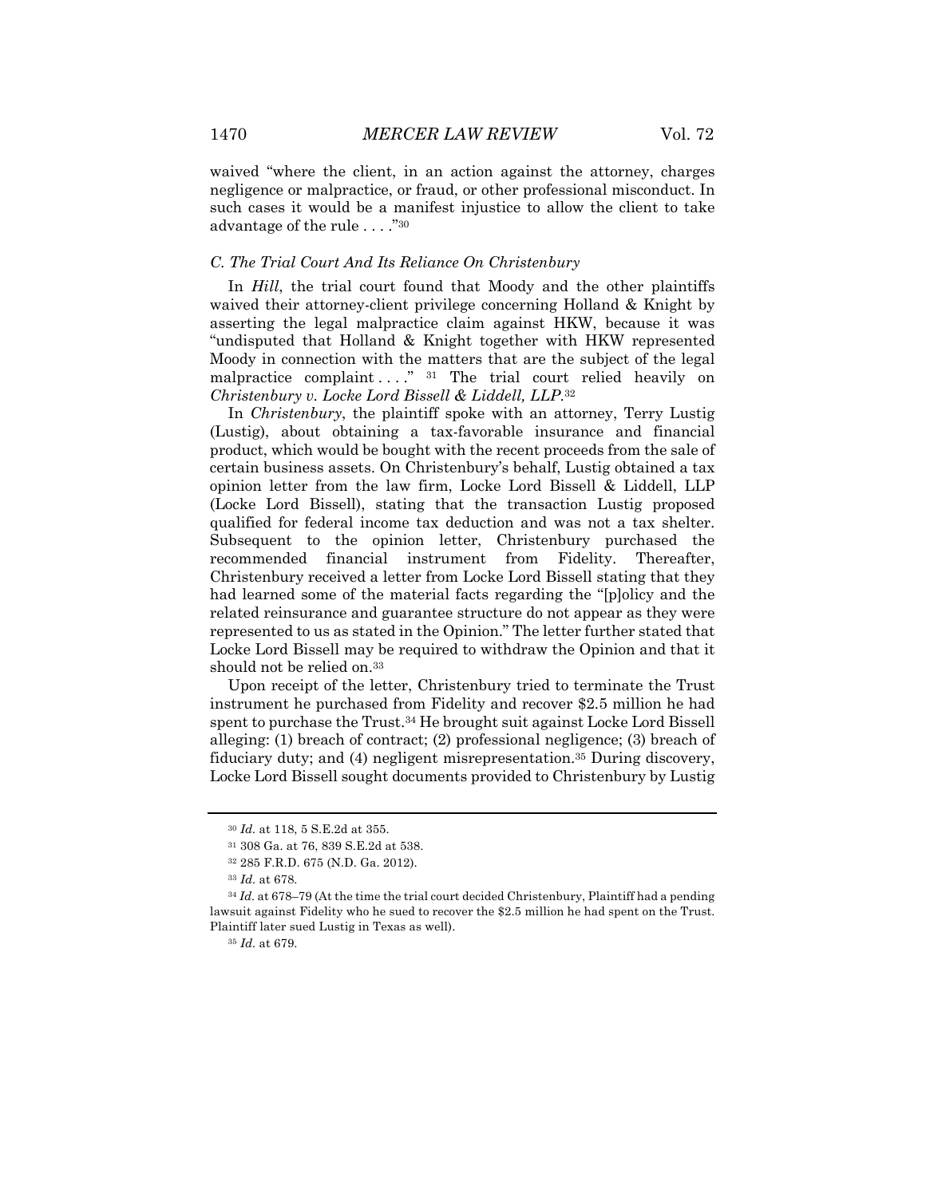waived "where the client, in an action against the attorney, charges negligence or malpractice, or fraud, or other professional misconduct. In such cases it would be a manifest injustice to allow the client to take advantage of the rule . . . ."[30]

### *C. The Trial Court And Its Reliance On Christenbury*

In *Hill*, the trial court found that Moody and the other plaintiffs waived their attorney-client privilege concerning Holland & Knight by asserting the legal malpractice claim against HKW, because it was "undisputed that Holland & Knight together with HKW represented Moody in connection with the matters that are the subject of the legal malpractice complaint . . . ."[31] The trial court relied heavily on *Christenbury v. Locke Lord Bissell & Liddell, LLP*.[32]

In *Christenbury*, the plaintiff spoke with an attorney, Terry Lustig (Lustig), about obtaining a tax-favorable insurance and financial product, which would be bought with the recent proceeds from the sale of certain business assets. On Christenbury's behalf, Lustig obtained a tax opinion letter from the law firm, Locke Lord Bissell & Liddell, LLP (Locke Lord Bissell), stating that the transaction Lustig proposed qualified for federal income tax deduction and was not a tax shelter. Subsequent to the opinion letter, Christenbury purchased the recommended financial instrument from Fidelity. Thereafter, Christenbury received a letter from Locke Lord Bissell stating that they had learned some of the material facts regarding the "[p]olicy and the related reinsurance and guarantee structure do not appear as they were represented to us as stated in the Opinion." The letter further stated that Locke Lord Bissell may be required to withdraw the Opinion and that it should not be relied on.[33]

Upon receipt of the letter, Christenbury tried to terminate the Trust instrument he purchased from Fidelity and recover $2.5 million he had spent to purchase the Trust.[34] He brought suit against Locke Lord Bissell alleging: (1) breach of contract; (2) professional negligence; (3) breach of fiduciary duty; and (4) negligent misrepresentation.[35] During discovery, Locke Lord Bissell sought documents provided to Christenbury by Lustig

---

[30] *Id.* at 118, 5 S.E.2d at 355.

[31] 308 Ga. at 76, 839 S.E.2d at 538.

[32] 285 F.R.D. 675 (N.D. Ga. 2012).

[33] *Id.* at 678.

[34] *Id.* at 678–79 (At the time the trial court decided Christenbury, Plaintiff had a pending lawsuit against Fidelity who he sued to recover the $2.5 million he had spent on the Trust. Plaintiff later sued Lustig in Texas as well).

[35] *Id.* at 679.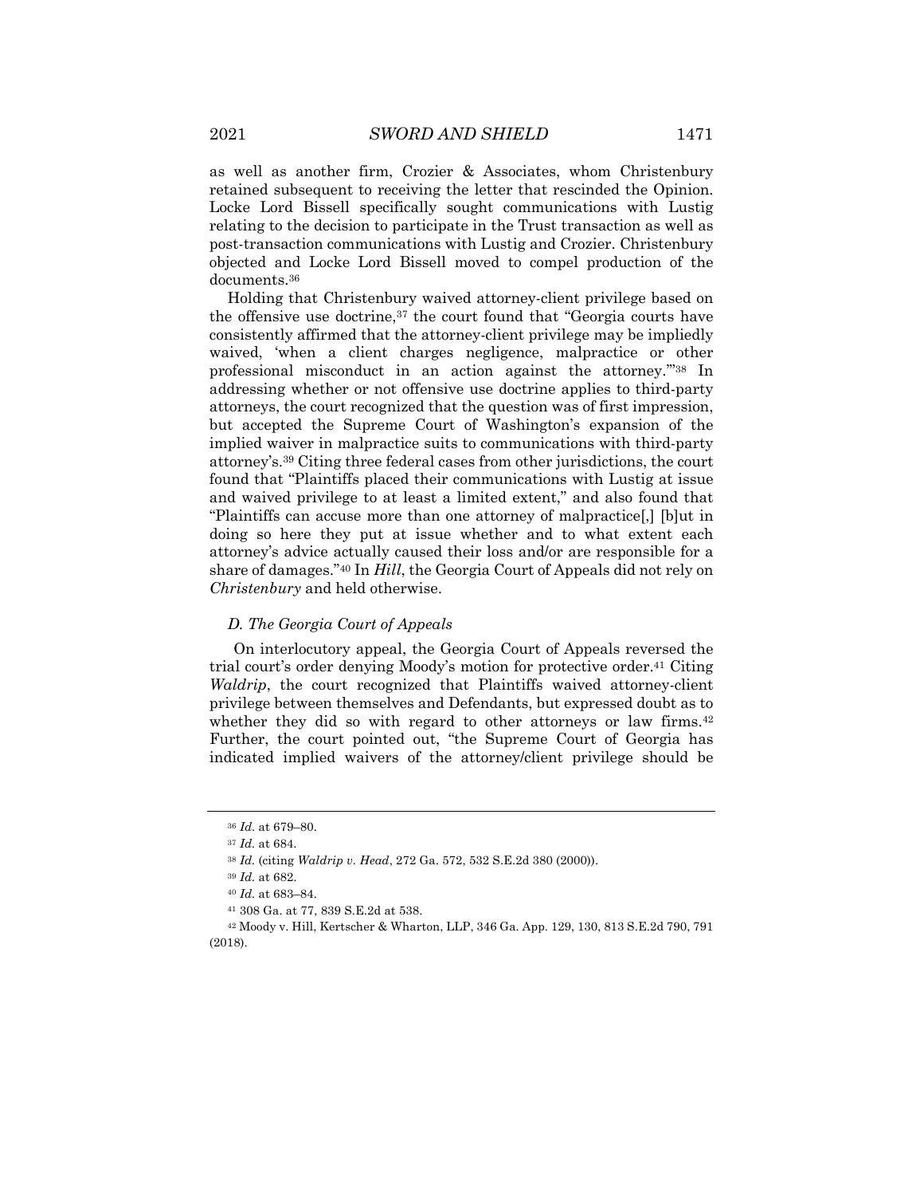as well as another firm, Crozier & Associates, whom Christenbury retained subsequent to receiving the letter that rescinded the Opinion. Locke Lord Bissell specifically sought communications with Lustig relating to the decision to participate in the Trust transaction as well as post-transaction communications with Lustig and Crozier. Christenbury objected and Locke Lord Bissell moved to compel production of the documents.[36]

Holding that Christenbury waived attorney-client privilege based on the offensive use doctrine,[37] the court found that "Georgia courts have consistently affirmed that the attorney-client privilege may be impliedly waived, 'when a client charges negligence, malpractice or other professional misconduct in an action against the attorney.'"[38] In addressing whether or not offensive use doctrine applies to third-party attorneys, the court recognized that the question was of first impression, but accepted the Supreme Court of Washington's expansion of the implied waiver in malpractice suits to communications with third-party attorney's.[39] Citing three federal cases from other jurisdictions, the court found that "Plaintiffs placed their communications with Lustig at issue and waived privilege to at least a limited extent," and also found that "Plaintiffs can accuse more than one attorney of malpractice[,] [b]ut in doing so here they put at issue whether and to what extent each attorney's advice actually caused their loss and/or are responsible for a share of damages."[40] In *Hill*, the Georgia Court of Appeals did not rely on *Christenbury* and held otherwise.

### *D. The Georgia Court of Appeals*

On interlocutory appeal, the Georgia Court of Appeals reversed the trial court's order denying Moody's motion for protective order.[41] Citing *Waldrip*, the court recognized that Plaintiffs waived attorney-client privilege between themselves and Defendants, but expressed doubt as to whether they did so with regard to other attorneys or law firms.[42] Further, the court pointed out, "the Supreme Court of Georgia has indicated implied waivers of the attorney/client privilege should be

---

[36] *Id.* at 679–80.

[37] *Id.* at 684.

[38] *Id.* (citing *Waldrip v. Head*, 272 Ga. 572, 532 S.E.2d 380 (2000)).

[39] *Id.* at 682.

[40] *Id.* at 683–84.

[41] 308 Ga. at 77, 839 S.E.2d at 538.

[42] Moody v. Hill, Kertscher & Wharton, LLP, 346 Ga. App. 129, 130, 813 S.E.2d 790, 791 (2018).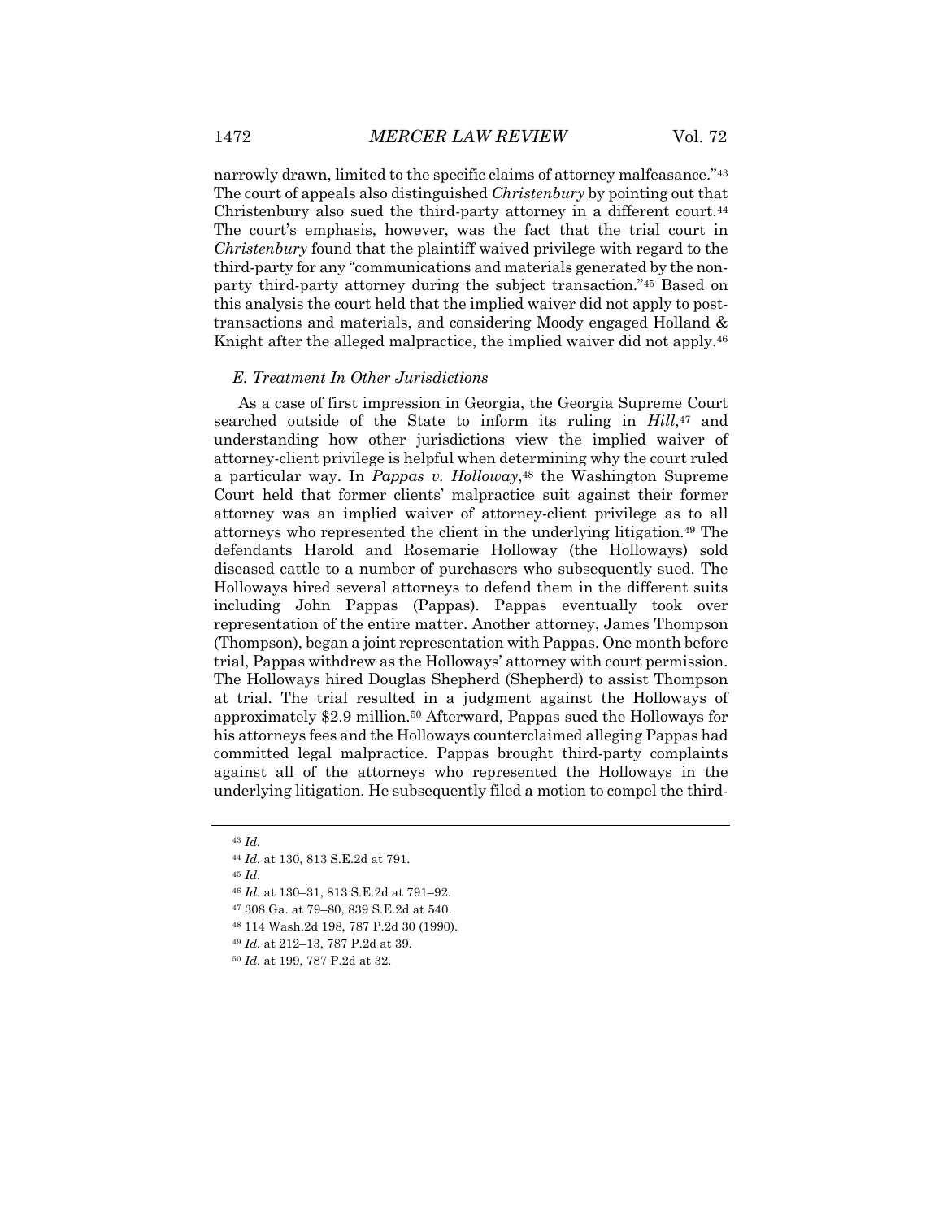narrowly drawn, limited to the specific claims of attorney malfeasance."[43] The court of appeals also distinguished *Christenbury* by pointing out that Christenbury also sued the third-party attorney in a different court.[44] The court's emphasis, however, was the fact that the trial court in *Christenbury* found that the plaintiff waived privilege with regard to the third-party for any "communications and materials generated by the non-party third-party attorney during the subject transaction."[45] Based on this analysis the court held that the implied waiver did not apply to post-transactions and materials, and considering Moody engaged Holland & Knight after the alleged malpractice, the implied waiver did not apply.[46]

### *E. Treatment In Other Jurisdictions*

As a case of first impression in Georgia, the Georgia Supreme Court searched outside of the State to inform its ruling in *Hill*,[47] and understanding how other jurisdictions view the implied waiver of attorney-client privilege is helpful when determining why the court ruled a particular way. In *Pappas v. Holloway*,[48] the Washington Supreme Court held that former clients' malpractice suit against their former attorney was an implied waiver of attorney-client privilege as to all attorneys who represented the client in the underlying litigation.[49] The defendants Harold and Rosemarie Holloway (the Holloways) sold diseased cattle to a number of purchasers who subsequently sued. The Holloways hired several attorneys to defend them in the different suits including John Pappas (Pappas). Pappas eventually took over representation of the entire matter. Another attorney, James Thompson (Thompson), began a joint representation with Pappas. One month before trial, Pappas withdrew as the Holloways' attorney with court permission. The Holloways hired Douglas Shepherd (Shepherd) to assist Thompson at trial. The trial resulted in a judgment against the Holloways of approximately $2.9 million.[50] Afterward, Pappas sued the Holloways for his attorneys fees and the Holloways counterclaimed alleging Pappas had committed legal malpractice. Pappas brought third-party complaints against all of the attorneys who represented the Holloways in the underlying litigation. He subsequently filed a motion to compel the third-

---

[43] *Id.*

[44] *Id.* at 130, 813 S.E.2d at 791.

[45] *Id.*

[46] *Id.* at 130–31, 813 S.E.2d at 791–92.

[47] 308 Ga. at 79–80, 839 S.E.2d at 540.

[48] 114 Wash.2d 198, 787 P.2d 30 (1990).

[49] *Id.* at 212–13, 787 P.2d at 39.

[50] *Id.* at 199, 787 P.2d at 32.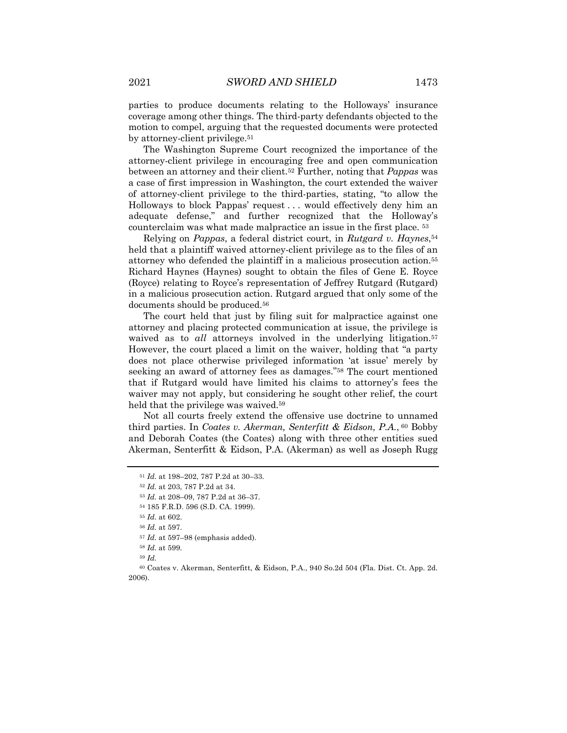parties to produce documents relating to the Holloways' insurance coverage among other things. The third-party defendants objected to the motion to compel, arguing that the requested documents were protected by attorney-client privilege.[51]

The Washington Supreme Court recognized the importance of the attorney-client privilege in encouraging free and open communication between an attorney and their client.[52] Further, noting that *Pappas* was a case of first impression in Washington, the court extended the waiver of attorney-client privilege to the third-parties, stating, "to allow the Holloways to block Pappas' request . . . would effectively deny him an adequate defense," and further recognized that the Holloway's counterclaim was what made malpractice an issue in the first place. [53]

Relying on *Pappas*, a federal district court, in *Rutgard v. Haynes*,[54] held that a plaintiff waived attorney-client privilege as to the files of an attorney who defended the plaintiff in a malicious prosecution action.[55] Richard Haynes (Haynes) sought to obtain the files of Gene E. Royce (Royce) relating to Royce's representation of Jeffrey Rutgard (Rutgard) in a malicious prosecution action. Rutgard argued that only some of the documents should be produced.[56]

The court held that just by filing suit for malpractice against one attorney and placing protected communication at issue, the privilege is waived as to *all* attorneys involved in the underlying litigation.[57] However, the court placed a limit on the waiver, holding that "a party does not place otherwise privileged information 'at issue' merely by seeking an award of attorney fees as damages."[58] The court mentioned that if Rutgard would have limited his claims to attorney's fees the waiver may not apply, but considering he sought other relief, the court held that the privilege was waived.[59]

Not all courts freely extend the offensive use doctrine to unnamed third parties. In *Coates v. Akerman, Senterfitt & Eidson, P.A.*, [60] Bobby and Deborah Coates (the Coates) along with three other entities sued Akerman, Senterfitt & Eidson, P.A. (Akerman) as well as Joseph Rugg

---

[51] *Id.* at 198–202, 787 P.2d at 30–33.

[52] *Id.* at 203, 787 P.2d at 34.

[53] *Id.* at 208–09, 787 P.2d at 36–37.

[54] 185 F.R.D. 596 (S.D. CA. 1999).

[55] *Id.* at 602.

[56] *Id.* at 597.

[57] *Id.* at 597–98 (emphasis added).

[58] *Id.* at 599.

[59] *Id.*

[60] Coates v. Akerman, Senterfitt, & Eidson, P.A., 940 So.2d 504 (Fla. Dist. Ct. App. 2d. 2006).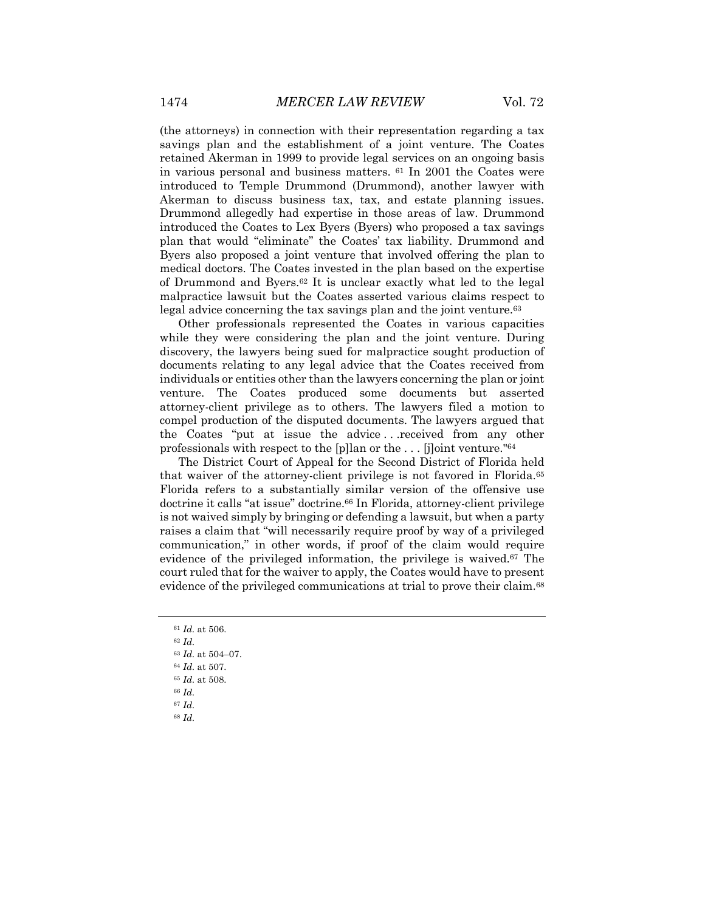(the attorneys) in connection with their representation regarding a tax savings plan and the establishment of a joint venture. The Coates retained Akerman in 1999 to provide legal services on an ongoing basis in various personal and business matters. [61] In 2001 the Coates were introduced to Temple Drummond (Drummond), another lawyer with Akerman to discuss business tax, tax, and estate planning issues. Drummond allegedly had expertise in those areas of law. Drummond introduced the Coates to Lex Byers (Byers) who proposed a tax savings plan that would "eliminate" the Coates' tax liability. Drummond and Byers also proposed a joint venture that involved offering the plan to medical doctors. The Coates invested in the plan based on the expertise of Drummond and Byers.[62] It is unclear exactly what led to the legal malpractice lawsuit but the Coates asserted various claims respect to legal advice concerning the tax savings plan and the joint venture.[63]

Other professionals represented the Coates in various capacities while they were considering the plan and the joint venture. During discovery, the lawyers being sued for malpractice sought production of documents relating to any legal advice that the Coates received from individuals or entities other than the lawyers concerning the plan or joint venture. The Coates produced some documents but asserted attorney-client privilege as to others. The lawyers filed a motion to compel production of the disputed documents. The lawyers argued that the Coates "put at issue the advice . . .received from any other professionals with respect to the [p]lan or the . . . [j]oint venture."[64]

The District Court of Appeal for the Second District of Florida held that waiver of the attorney-client privilege is not favored in Florida.[65] Florida refers to a substantially similar version of the offensive use doctrine it calls "at issue" doctrine.[66] In Florida, attorney-client privilege is not waived simply by bringing or defending a lawsuit, but when a party raises a claim that "will necessarily require proof by way of a privileged communication," in other words, if proof of the claim would require evidence of the privileged information, the privilege is waived.[67] The court ruled that for the waiver to apply, the Coates would have to present evidence of the privileged communications at trial to prove their claim.[68]

---

[61] *Id.* at 506.

[62] *Id.*

[63] *Id.* at 504–07.

[64] *Id.* at 507.

[65] *Id.* at 508.

[66] *Id.*

[67] *Id.*

[68] *Id.*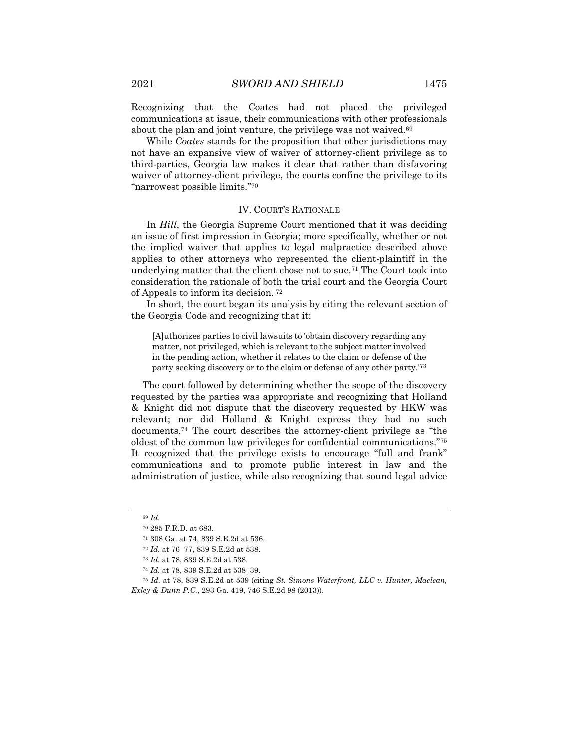Recognizing that the Coates had not placed the privileged communications at issue, their communications with other professionals about the plan and joint venture, the privilege was not waived.[69]

While *Coates* stands for the proposition that other jurisdictions may not have an expansive view of waiver of attorney-client privilege as to third-parties, Georgia law makes it clear that rather than disfavoring waiver of attorney-client privilege, the courts confine the privilege to its "narrowest possible limits."[70]

## IV. COURT'S RATIONALE

In *Hill*, the Georgia Supreme Court mentioned that it was deciding an issue of first impression in Georgia; more specifically, whether or not the implied waiver that applies to legal malpractice described above applies to other attorneys who represented the client-plaintiff in the underlying matter that the client chose not to sue.[71] The Court took into consideration the rationale of both the trial court and the Georgia Court of Appeals to inform its decision.[72]

In short, the court began its analysis by citing the relevant section of the Georgia Code and recognizing that it:

> [A]uthorizes parties to civil lawsuits to 'obtain discovery regarding any matter, not privileged, which is relevant to the subject matter involved in the pending action, whether it relates to the claim or defense of the party seeking discovery or to the claim or defense of any other party.'[73]

The court followed by determining whether the scope of the discovery requested by the parties was appropriate and recognizing that Holland & Knight did not dispute that the discovery requested by HKW was relevant; nor did Holland & Knight express they had no such documents.[74] The court describes the attorney-client privilege as "the oldest of the common law privileges for confidential communications."[75] It recognized that the privilege exists to encourage "full and frank" communications and to promote public interest in law and the administration of justice, while also recognizing that sound legal advice

---

[69] *Id.*

[70] 285 F.R.D. at 683.

[71] 308 Ga. at 74, 839 S.E.2d at 536.

[72] *Id.* at 76–77, 839 S.E.2d at 538.

[73] *Id.* at 78, 839 S.E.2d at 538.

[74] *Id.* at 78, 839 S.E.2d at 538–39.

[75] *Id.* at 78, 839 S.E.2d at 539 (citing *St. Simons Waterfront, LLC v. Hunter, Maclean, Exley & Dunn P.C.*, 293 Ga. 419, 746 S.E.2d 98 (2013)).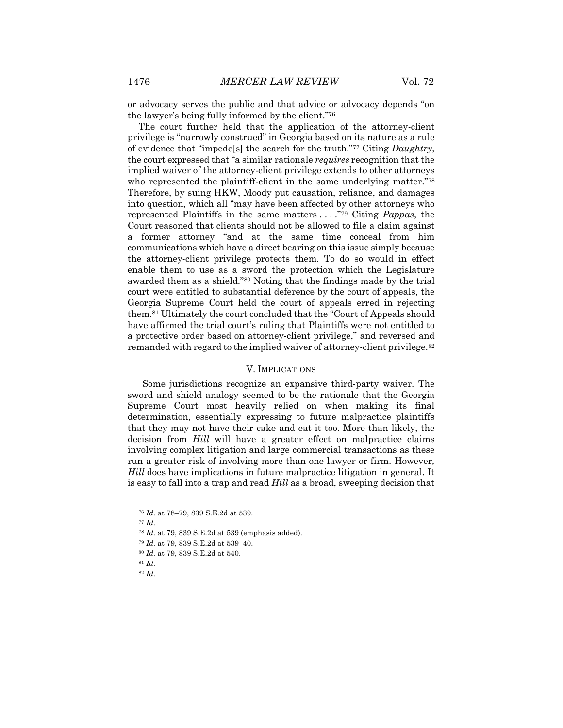or advocacy serves the public and that advice or advocacy depends "on the lawyer's being fully informed by the client."[76]

The court further held that the application of the attorney-client privilege is "narrowly construed" in Georgia based on its nature as a rule of evidence that "impede[s] the search for the truth."[77] Citing *Daughtry*, the court expressed that "a similar rationale *requires* recognition that the implied waiver of the attorney-client privilege extends to other attorneys who represented the plaintiff-client in the same underlying matter."[78] Therefore, by suing HKW, Moody put causation, reliance, and damages into question, which all "may have been affected by other attorneys who represented Plaintiffs in the same matters . . . ."[79] Citing *Pappas*, the Court reasoned that clients should not be allowed to file a claim against a former attorney "and at the same time conceal from him communications which have a direct bearing on this issue simply because the attorney-client privilege protects them. To do so would in effect enable them to use as a sword the protection which the Legislature awarded them as a shield."[80] Noting that the findings made by the trial court were entitled to substantial deference by the court of appeals, the Georgia Supreme Court held the court of appeals erred in rejecting them.[81] Ultimately the court concluded that the "Court of Appeals should have affirmed the trial court's ruling that Plaintiffs were not entitled to a protective order based on attorney-client privilege," and reversed and remanded with regard to the implied waiver of attorney-client privilege.[82]

## V. Implications

Some jurisdictions recognize an expansive third-party waiver. The sword and shield analogy seemed to be the rationale that the Georgia Supreme Court most heavily relied on when making its final determination, essentially expressing to future malpractice plaintiffs that they may not have their cake and eat it too. More than likely, the decision from *Hill* will have a greater effect on malpractice claims involving complex litigation and large commercial transactions as these run a greater risk of involving more than one lawyer or firm. However, *Hill* does have implications in future malpractice litigation in general. It is easy to fall into a trap and read *Hill* as a broad, sweeping decision that

---

[76] *Id.* at 78–79, 839 S.E.2d at 539.

[77] *Id.*

[78] *Id.* at 79, 839 S.E.2d at 539 (emphasis added).

[79] *Id.* at 79, 839 S.E.2d at 539–40.

[80] *Id.* at 79, 839 S.E.2d at 540.

[81] *Id.*

[82] *Id.*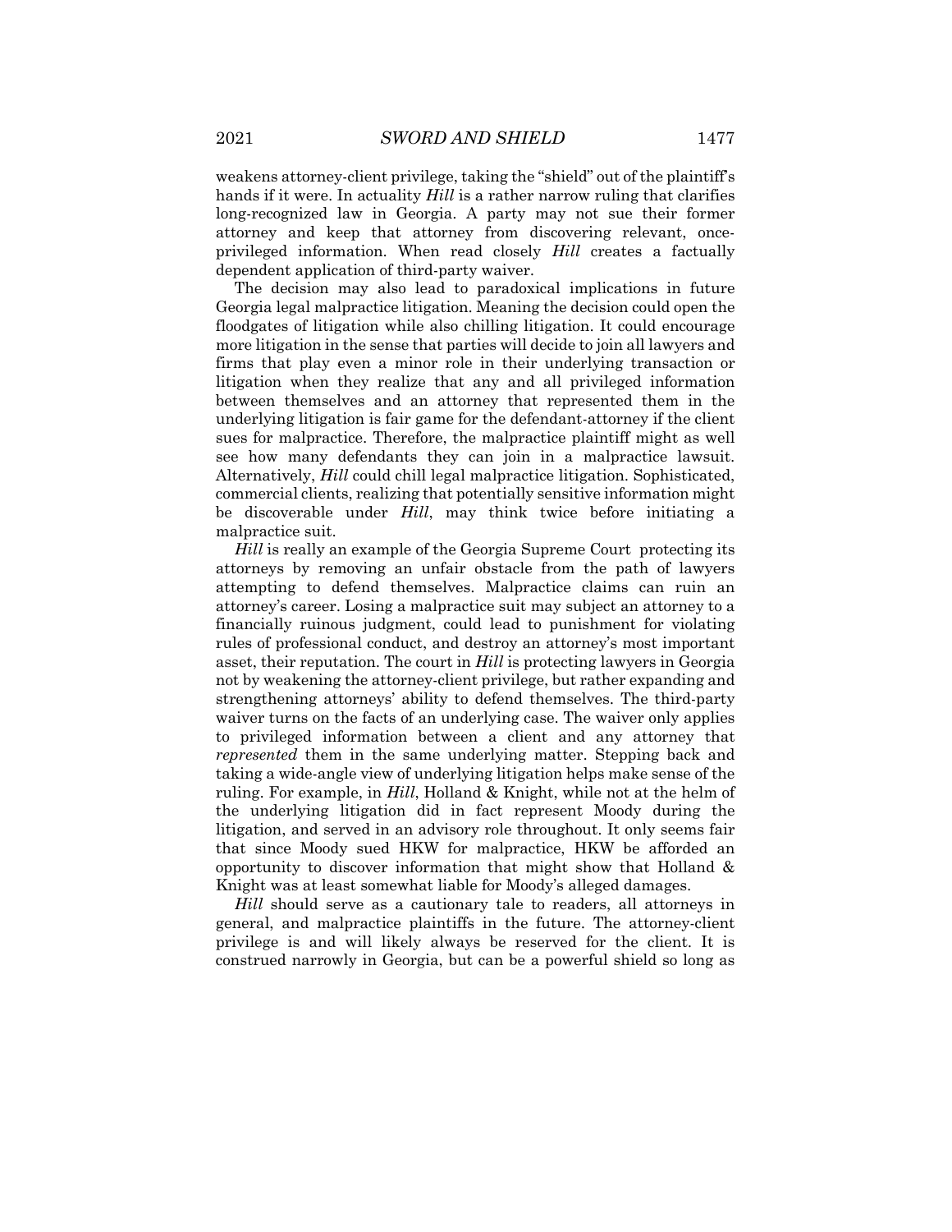weakens attorney-client privilege, taking the "shield" out of the plaintiff's hands if it were. In actuality *Hill* is a rather narrow ruling that clarifies long-recognized law in Georgia. A party may not sue their former attorney and keep that attorney from discovering relevant, once-privileged information. When read closely *Hill* creates a factually dependent application of third-party waiver.

The decision may also lead to paradoxical implications in future Georgia legal malpractice litigation. Meaning the decision could open the floodgates of litigation while also chilling litigation. It could encourage more litigation in the sense that parties will decide to join all lawyers and firms that play even a minor role in their underlying transaction or litigation when they realize that any and all privileged information between themselves and an attorney that represented them in the underlying litigation is fair game for the defendant-attorney if the client sues for malpractice. Therefore, the malpractice plaintiff might as well see how many defendants they can join in a malpractice lawsuit. Alternatively, *Hill* could chill legal malpractice litigation. Sophisticated, commercial clients, realizing that potentially sensitive information might be discoverable under *Hill*, may think twice before initiating a malpractice suit.

*Hill* is really an example of the Georgia Supreme Court protecting its attorneys by removing an unfair obstacle from the path of lawyers attempting to defend themselves. Malpractice claims can ruin an attorney's career. Losing a malpractice suit may subject an attorney to a financially ruinous judgment, could lead to punishment for violating rules of professional conduct, and destroy an attorney's most important asset, their reputation. The court in *Hill* is protecting lawyers in Georgia not by weakening the attorney-client privilege, but rather expanding and strengthening attorneys' ability to defend themselves. The third-party waiver turns on the facts of an underlying case. The waiver only applies to privileged information between a client and any attorney that *represented* them in the same underlying matter. Stepping back and taking a wide-angle view of underlying litigation helps make sense of the ruling. For example, in *Hill*, Holland & Knight, while not at the helm of the underlying litigation did in fact represent Moody during the litigation, and served in an advisory role throughout. It only seems fair that since Moody sued HKW for malpractice, HKW be afforded an opportunity to discover information that might show that Holland & Knight was at least somewhat liable for Moody's alleged damages.

*Hill* should serve as a cautionary tale to readers, all attorneys in general, and malpractice plaintiffs in the future. The attorney-client privilege is and will likely always be reserved for the client. It is construed narrowly in Georgia, but can be a powerful shield so long as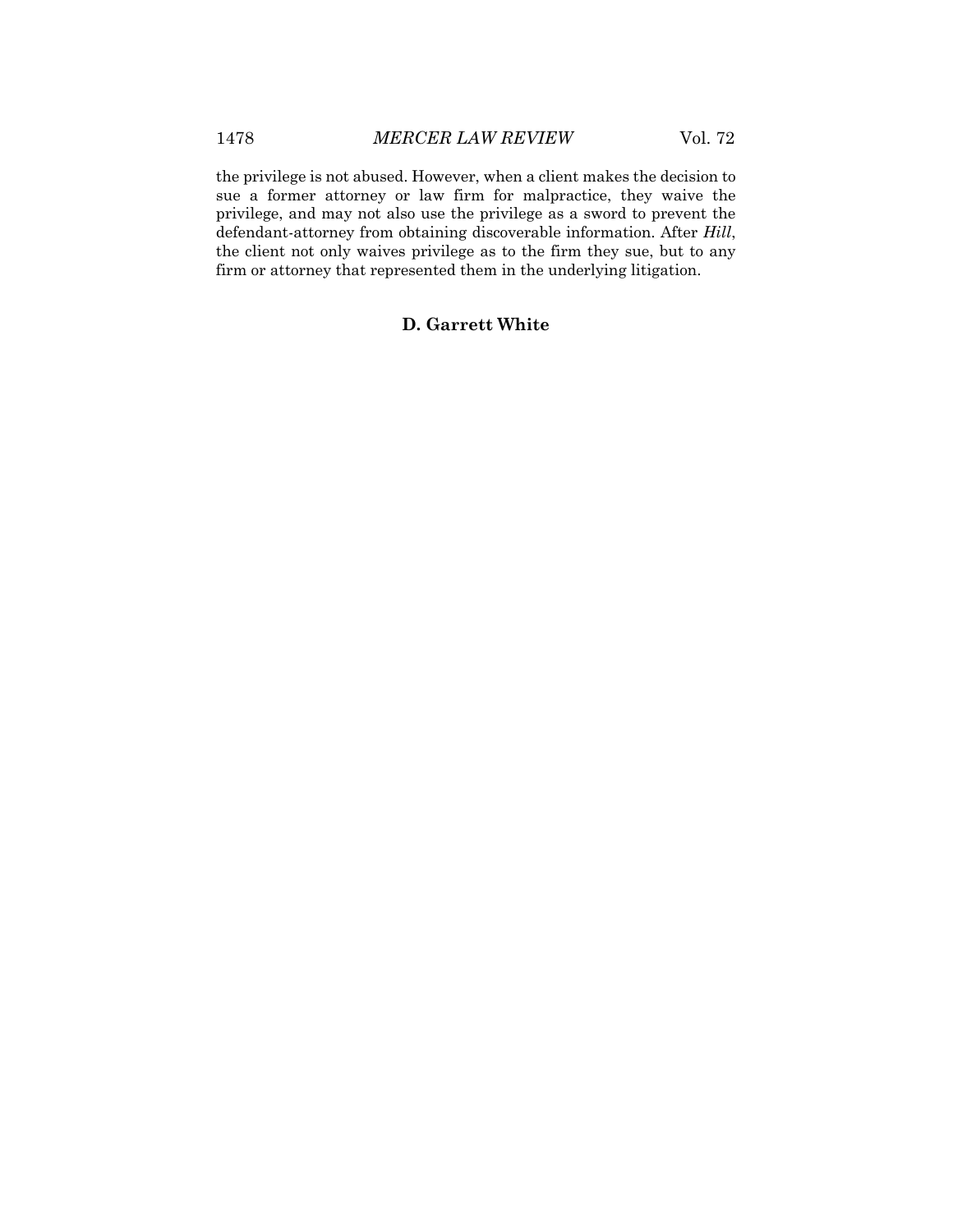the privilege is not abused. However, when a client makes the decision to sue a former attorney or law firm for malpractice, they waive the privilege, and may not also use the privilege as a sword to prevent the defendant-attorney from obtaining discoverable information. After *Hill*, the client not only waives privilege as to the firm they sue, but to any firm or attorney that represented them in the underlying litigation.

**D. Garrett White**